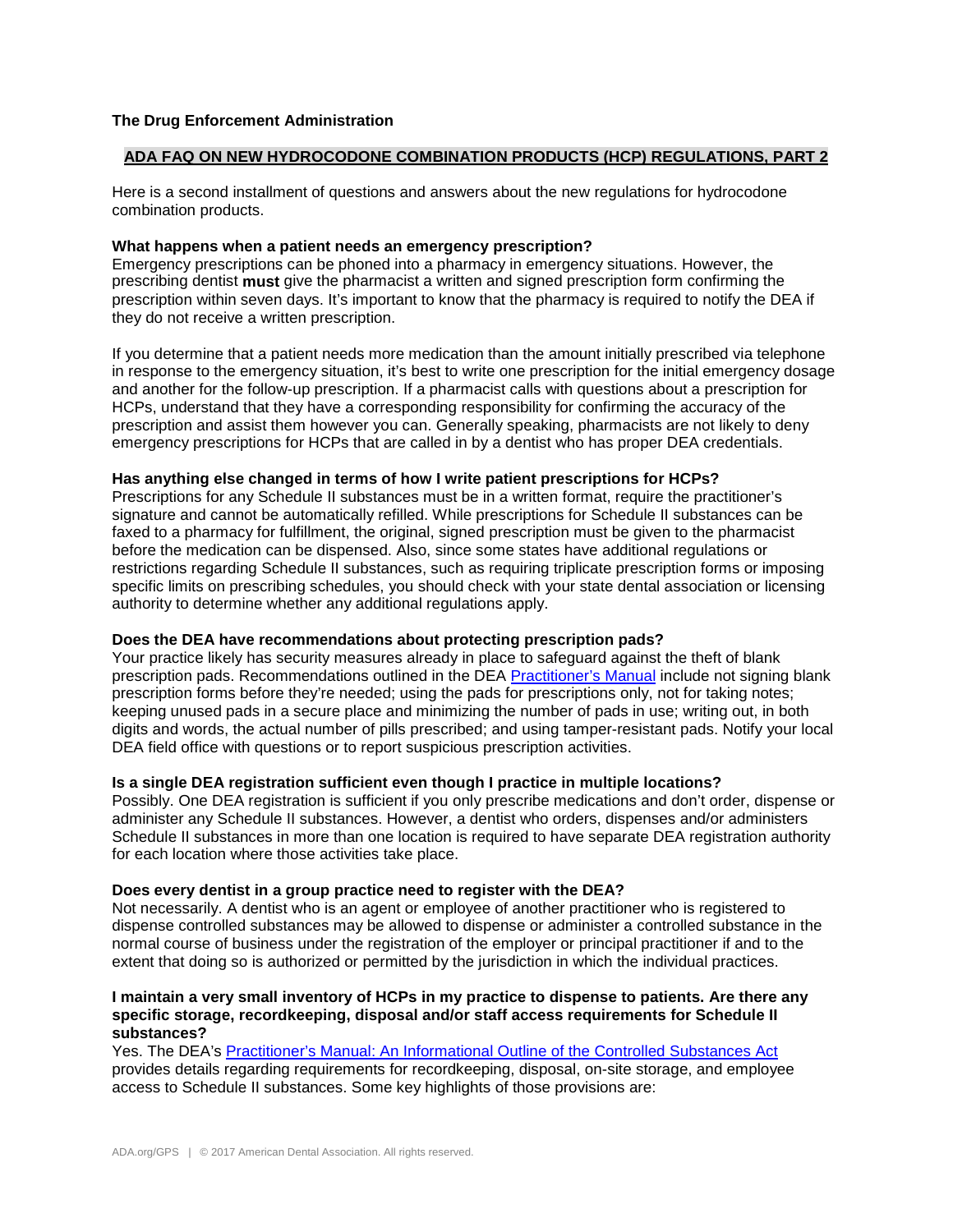**The Drug Enforcement Administration**

## ADA FAQ ON NEW HYDROCODONE COMBINATION PRODUCTS (HCP) REGULATIONS, PART 2

Here is a second installment of questions and answers about the new regulations for hydrocodone combination products.

**What happens when a patient needs an emergency prescription?**
Emergency prescriptions can be phoned into a pharmacy in emergency situations. However, the prescribing dentist **must** give the pharmacist a written and signed prescription form confirming the prescription within seven days. It's important to know that the pharmacy is required to notify the DEA if they do not receive a written prescription.

If you determine that a patient needs more medication than the amount initially prescribed via telephone in response to the emergency situation, it's best to write one prescription for the initial emergency dosage and another for the follow-up prescription. If a pharmacist calls with questions about a prescription for HCPs, understand that they have a corresponding responsibility for confirming the accuracy of the prescription and assist them however you can. Generally speaking, pharmacists are not likely to deny emergency prescriptions for HCPs that are called in by a dentist who has proper DEA credentials.

**Has anything else changed in terms of how I write patient prescriptions for HCPs?**
Prescriptions for any Schedule II substances must be in a written format, require the practitioner's signature and cannot be automatically refilled. While prescriptions for Schedule II substances can be faxed to a pharmacy for fulfillment, the original, signed prescription must be given to the pharmacist before the medication can be dispensed. Also, since some states have additional regulations or restrictions regarding Schedule II substances, such as requiring triplicate prescription forms or imposing specific limits on prescribing schedules, you should check with your state dental association or licensing authority to determine whether any additional regulations apply.

**Does the DEA have recommendations about protecting prescription pads?**
Your practice likely has security measures already in place to safeguard against the theft of blank prescription pads. Recommendations outlined in the DEA Practitioner's Manual include not signing blank prescription forms before they're needed; using the pads for prescriptions only, not for taking notes; keeping unused pads in a secure place and minimizing the number of pads in use; writing out, in both digits and words, the actual number of pills prescribed; and using tamper-resistant pads. Notify your local DEA field office with questions or to report suspicious prescription activities.

**Is a single DEA registration sufficient even though I practice in multiple locations?**
Possibly. One DEA registration is sufficient if you only prescribe medications and don't order, dispense or administer any Schedule II substances. However, a dentist who orders, dispenses and/or administers Schedule II substances in more than one location is required to have separate DEA registration authority for each location where those activities take place.

**Does every dentist in a group practice need to register with the DEA?**
Not necessarily. A dentist who is an agent or employee of another practitioner who is registered to dispense controlled substances may be allowed to dispense or administer a controlled substance in the normal course of business under the registration of the employer or principal practitioner if and to the extent that doing so is authorized or permitted by the jurisdiction in which the individual practices.

**I maintain a very small inventory of HCPs in my practice to dispense to patients. Are there any specific storage, recordkeeping, disposal and/or staff access requirements for Schedule II substances?**
Yes. The DEA's Practitioner's Manual: An Informational Outline of the Controlled Substances Act provides details regarding requirements for recordkeeping, disposal, on-site storage, and employee access to Schedule II substances. Some key highlights of those provisions are: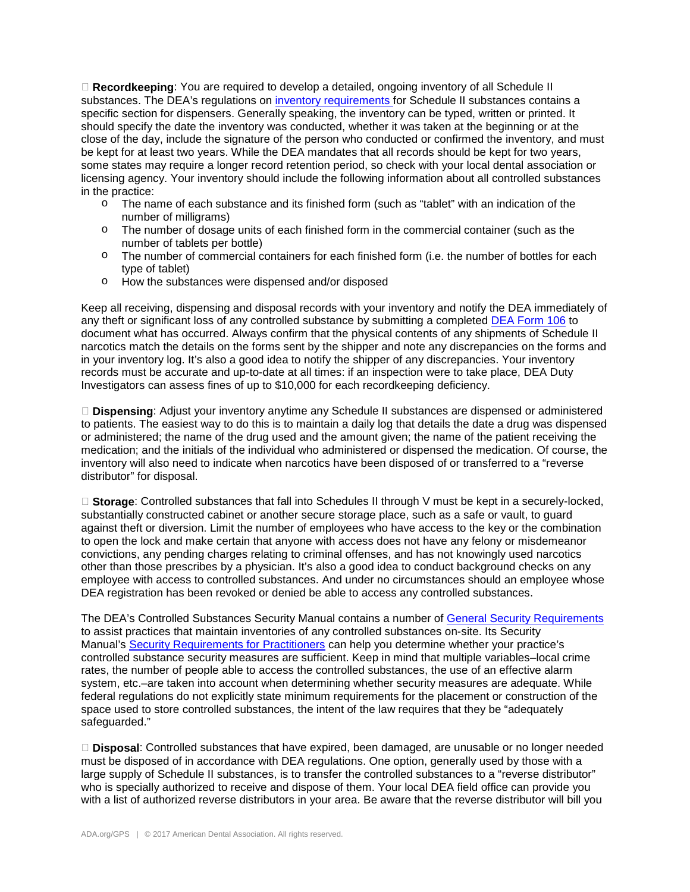- **Recordkeeping**: You are required to develop a detailed, ongoing inventory of all Schedule II substances. The DEA's regulations on [inventory requirements](#) for Schedule II substances contains a specific section for dispensers. Generally speaking, the inventory can be typed, written or printed. It should specify the date the inventory was conducted, whether it was taken at the beginning or at the close of the day, include the signature of the person who conducted or confirmed the inventory, and must be kept for at least two years. While the DEA mandates that all records should be kept for two years, some states may require a longer record retention period, so check with your local dental association or licensing agency. Your inventory should include the following information about all controlled substances in the practice:
  - The name of each substance and its finished form (such as "tablet" with an indication of the number of milligrams)
  - The number of dosage units of each finished form in the commercial container (such as the number of tablets per bottle)
  - The number of commercial containers for each finished form (i.e. the number of bottles for each type of tablet)
  - How the substances were dispensed and/or disposed

Keep all receiving, dispensing and disposal records with your inventory and notify the DEA immediately of any theft or significant loss of any controlled substance by submitting a completed [DEA Form 106](#) to document what has occurred. Always confirm that the physical contents of any shipments of Schedule II narcotics match the details on the forms sent by the shipper and note any discrepancies on the forms and in your inventory log. It's also a good idea to notify the shipper of any discrepancies. Your inventory records must be accurate and up-to-date at all times: if an inspection were to take place, DEA Duty Investigators can assess fines of up to $10,000 for each recordkeeping deficiency.

- **Dispensing**: Adjust your inventory anytime any Schedule II substances are dispensed or administered to patients. The easiest way to do this is to maintain a daily log that details the date a drug was dispensed or administered; the name of the drug used and the amount given; the name of the patient receiving the medication; and the initials of the individual who administered or dispensed the medication. Of course, the inventory will also need to indicate when narcotics have been disposed of or transferred to a "reverse distributor" for disposal.

- **Storage**: Controlled substances that fall into Schedules II through V must be kept in a securely-locked, substantially constructed cabinet or another secure storage place, such as a safe or vault, to guard against theft or diversion. Limit the number of employees who have access to the key or the combination to open the lock and make certain that anyone with access does not have any felony or misdemeanor convictions, any pending charges relating to criminal offenses, and has not knowingly used narcotics other than those prescribes by a physician. It's also a good idea to conduct background checks on any employee with access to controlled substances. And under no circumstances should an employee whose DEA registration has been revoked or denied be able to access any controlled substances.

The DEA's Controlled Substances Security Manual contains a number of [General Security Requirements](#) to assist practices that maintain inventories of any controlled substances on-site. Its Security Manual's [Security Requirements for Practitioners](#) can help you determine whether your practice's controlled substance security measures are sufficient. Keep in mind that multiple variables–local crime rates, the number of people able to access the controlled substances, the use of an effective alarm system, etc.–are taken into account when determining whether security measures are adequate. While federal regulations do not explicitly state minimum requirements for the placement or construction of the space used to store controlled substances, the intent of the law requires that they be "adequately safeguarded."

- **Disposal**: Controlled substances that have expired, been damaged, are unusable or no longer needed must be disposed of in accordance with DEA regulations. One option, generally used by those with a large supply of Schedule II substances, is to transfer the controlled substances to a "reverse distributor" who is specially authorized to receive and dispose of them. Your local DEA field office can provide you with a list of authorized reverse distributors in your area. Be aware that the reverse distributor will bill you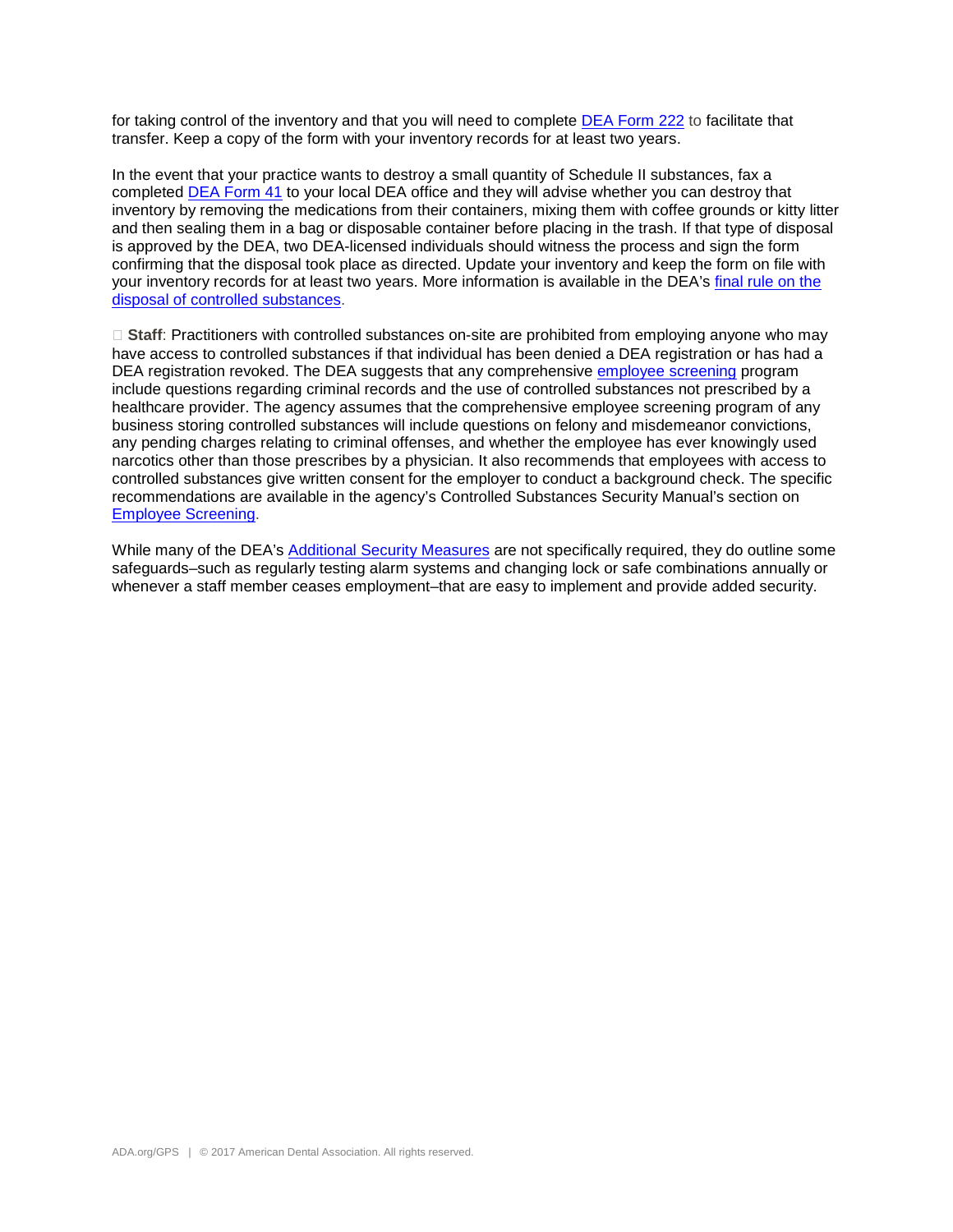for taking control of the inventory and that you will need to complete DEA Form 222 to facilitate that transfer. Keep a copy of the form with your inventory records for at least two years.

In the event that your practice wants to destroy a small quantity of Schedule II substances, fax a completed DEA Form 41 to your local DEA office and they will advise whether you can destroy that inventory by removing the medications from their containers, mixing them with coffee grounds or kitty litter and then sealing them in a bag or disposable container before placing in the trash. If that type of disposal is approved by the DEA, two DEA-licensed individuals should witness the process and sign the form confirming that the disposal took place as directed. Update your inventory and keep the form on file with your inventory records for at least two years. More information is available in the DEA's final rule on the disposal of controlled substances.

- **Staff**: Practitioners with controlled substances on-site are prohibited from employing anyone who may have access to controlled substances if that individual has been denied a DEA registration or has had a DEA registration revoked. The DEA suggests that any comprehensive employee screening program include questions regarding criminal records and the use of controlled substances not prescribed by a healthcare provider. The agency assumes that the comprehensive employee screening program of any business storing controlled substances will include questions on felony and misdemeanor convictions, any pending charges relating to criminal offenses, and whether the employee has ever knowingly used narcotics other than those prescribes by a physician. It also recommends that employees with access to controlled substances give written consent for the employer to conduct a background check. The specific recommendations are available in the agency's Controlled Substances Security Manual's section on Employee Screening.

While many of the DEA's Additional Security Measures are not specifically required, they do outline some safeguards–such as regularly testing alarm systems and changing lock or safe combinations annually or whenever a staff member ceases employment–that are easy to implement and provide added security.